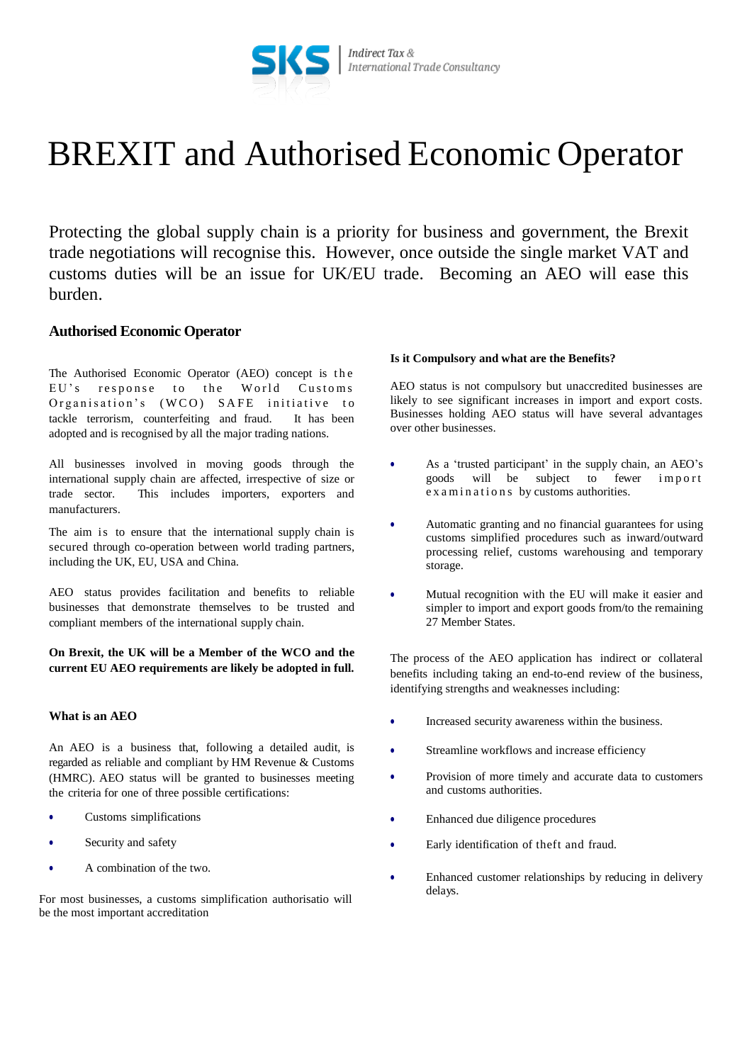SKS | *Indirect Tax & International Trade Consultancy*

# BREXIT and Authorised Economic Operator

Protecting the global supply chain is a priority for business and government, the Brexit trade negotiations will recognise this. However, once outside the single market VAT and customs duties will be an issue for UK/EU trade. Becoming an AEO will ease this burden.

## Authorised Economic Operator

The Authorised Economic Operator (AEO) concept is the EU's response to the World Customs Organisation's (WCO) SAFE initiative to tackle terrorism, counterfeiting and fraud. It has been adopted and is recognised by all the major trading nations.

All businesses involved in moving goods through the international supply chain are affected, irrespective of size or trade sector. This includes importers, exporters and manufacturers.

The aim is to ensure that the international supply chain is secured through co-operation between world trading partners, including the UK, EU, USA and China.

AEO status provides facilitation and benefits to reliable businesses that demonstrate themselves to be trusted and compliant members of the international supply chain.

**On Brexit, the UK will be a Member of the WCO and the current EU AEO requirements are likely be adopted in full.**

### What is an AEO

An AEO is a business that, following a detailed audit, is regarded as reliable and compliant by HM Revenue & Customs (HMRC). AEO status will be granted to businesses meeting the criteria for one of three possible certifications:

- Customs simplifications
- Security and safety
- A combination of the two.

For most businesses, a customs simplification authorisatio will be the most important accreditation

### Is it Compulsory and what are the Benefits?

AEO status is not compulsory but unaccredited businesses are likely to see significant increases in import and export costs. Businesses holding AEO status will have several advantages over other businesses.

- As a 'trusted participant' in the supply chain, an AEO's goods will be subject to fewer import examinations by customs authorities.
- Automatic granting and no financial guarantees for using customs simplified procedures such as inward/outward processing relief, customs warehousing and temporary storage.
- Mutual recognition with the EU will make it easier and simpler to import and export goods from/to the remaining 27 Member States.

The process of the AEO application has indirect or collateral benefits including taking an end-to-end review of the business, identifying strengths and weaknesses including:

- Increased security awareness within the business.
- Streamline workflows and increase efficiency
- Provision of more timely and accurate data to customers and customs authorities.
- Enhanced due diligence procedures
- Early identification of theft and fraud.
- Enhanced customer relationships by reducing in delivery delays.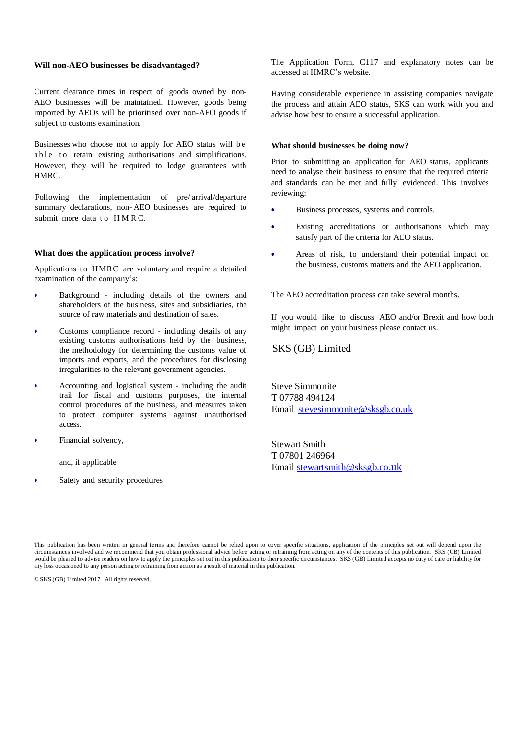### Will non-AEO businesses be disadvantaged?

Current clearance times in respect of goods owned by non-AEO businesses will be maintained. However, goods being imported by AEOs will be prioritised over non-AEO goods if subject to customs examination.

Businesses who choose not to apply for AEO status will be able to retain existing authorisations and simplifications. However, they will be required to lodge guarantees with HMRC.

Following the implementation of pre/arrival/departure summary declarations, non-AEO businesses are required to submit more data to HMRC.

### What does the application process involve?

Applications to HMRC are voluntary and require a detailed examination of the company's:

- Background - including details of the owners and shareholders of the business, sites and subsidiaries, the source of raw materials and destination of sales.
- Customs compliance record - including details of any existing customs authorisations held by the business, the methodology for determining the customs value of imports and exports, and the procedures for disclosing irregularities to the relevant government agencies.
- Accounting and logistical system - including the audit trail for fiscal and customs purposes, the internal control procedures of the business, and measures taken to protect computer systems against unauthorised access.
- Financial solvency,

  and, if applicable

- Safety and security procedures

The Application Form, C117 and explanatory notes can be accessed at HMRC's website.

Having considerable experience in assisting companies navigate the process and attain AEO status, SKS can work with you and advise how best to ensure a successful application.

### What should businesses be doing now?

Prior to submitting an application for AEO status, applicants need to analyse their business to ensure that the required criteria and standards can be met and fully evidenced. This involves reviewing:

- Business processes, systems and controls.
- Existing accreditations or authorisations which may satisfy part of the criteria for AEO status.
- Areas of risk, to understand their potential impact on the business, customs matters and the AEO application.

The AEO accreditation process can take several months.

If you would like to discuss AEO and/or Brexit and how both might impact on your business please contact us.

SKS (GB) Limited

Steve Simmonite
T 07788 494124
Email stevesimmonite@sksgb.co.uk

Stewart Smith
T 07801 246964
Email stewartsmith@sksgb.co.uk

This publication has been written in general terms and therefore cannot be relied upon to cover specific situations, application of the principles set out will depend upon the circumstances involved and we recommend that you obtain professional advice before acting or refraining from acting on any of the contents of this publication. SKS (GB) Limited would be pleased to advise readers on how to apply the principles set out in this publication to their specific circumstances. SKS (GB) Limited accepts no duty of care or liability for any loss occasioned to any person acting or refraining from action as a result of material in this publication.

© SKS (GB) Limited 2017. All rights reserved.